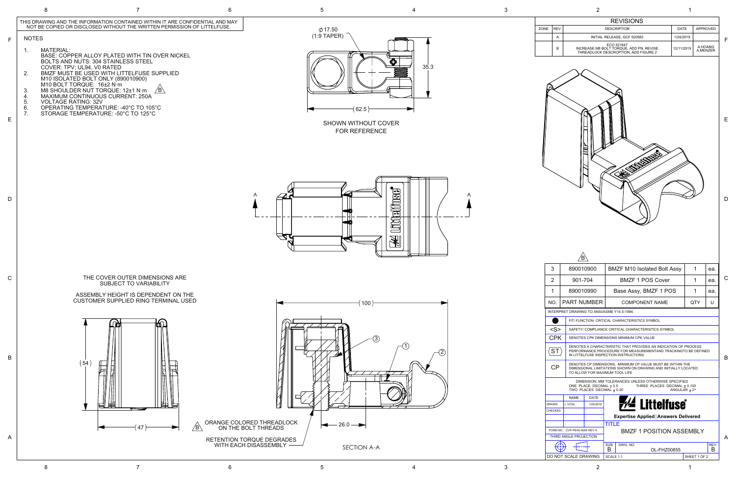THIS DRAWING AND THE INFORMATION CONTAINED WITHIN IT ARE CONFIDENTIAL AND MAY NOT BE COPIED OR DISCLOSED WITHOUT THE WRITTEN PERMISSION OF LITTELFUSE.

## NOTES

1. MATERIAL:
   BASE: COPPER ALLOY PLATED WITH TIN OVER NICKEL
   BOLTS AND NUTS: 304 STAINLESS STEEL
   COVER: TPV; UL94, V0 RATED
2. BMZF MUST BE USED WITH LITTELFUSE SUPPLIED M10 ISOLATED BOLT ONLY (890010900)
   M10 BOLT TORQUE: 16±2 N·m
3. M8 SHOULDER NUT TORQUE: 12±1 N·m (B)
4. MAXIMUM CONTINUOUS CURRENT: 250A
5. VOLTAGE RATING: 32V
6. OPERATING TEMPERATURE: -40°C TO 105°C
7. STORAGE TEMPERATURE: -50°C TO 125°C

## REVISIONS

| ZONE | REV. | DESCRIPTION | DATE | APPROVED |
|---|---|---|---|---|
| | A | INITIAL RELEASE, GCF 520582 | 1/24/2019 | |
| | B | ECO 521647 INCREASE M8 BOLT TORQUE, ADD PN, REVISE THREADLOCK DESCROPTION, ADD FIGURE 2 | 12/11/2019 | A.HOANG A.MENZER |

⌀17.50 (1:9 TAPER)

35.3

62.5

SHOWN WITHOUT COVER FOR REFERENCE

A — A

THE COVER OUTER DIMENSIONS ARE SUBJECT TO VARIABILITY

ASSEMBLY HEIGHT IS DEPENDENT ON THE CUSTOMER SUPPLIED RING TERMINAL USED

(54)

(47)

(B) ORANGE COLORED THREADLOCK ON THE BOLT THREADS

RETENTION TORQUE DEGRADES WITH EACH DISASSEMBLY

100

26.0

SECTION A-A

(B)

| NO. | PART NUMBER | COMPONENT NAME | QTY | U |
|---|---|---|---|---|
| 3 | 890010900 | BMZF M10 Isolated Bolt Assy | 1 | ea. |
| 2 | 901-704 | BMZF 1 POS Cover | 1 | ea. |
| 1 | 890010990 | Base Assy, BMZF 1 POS | 1 | ea. |

INTERPRET DRAWING TO ANSI/ASME Y14.5-1994.

| Symbol | Description |
|---|---|
| ● | FIT/ FUNCTION CRITICAL CHARACTERISTICS SYMBOL |
| <S> | SAFETY/ COMPLIANCE CRITICAL CHARACTERISTICS SYMBOL |
| CPK | DENOTES CPK DIMENSIONS MINIMUM CPK VALUE |
| ⟨ST⟩ | DENOTES A CHARACTERISTIC THAT PROVIDES AN INDICATION OF PROCESS PERFORMANCE.PROCEDURE FOR MEASUREMENTAND TRACKINGTO BE DEFINED IN LITTELFUSE INSPECTION INSTRUCTIONS |
| CP | DENOTES CP DIMENSIONS, -MINIMUM CP VALUE MUST BE WITHIN THE DIMENSIONAL LIMITATIONS SHOWN ON DRAWING AND INITIALLY LOCATED TO ALLOW FOR MAXIMUM TOOL LIFE |

DIMENSION; MM TOLERANCES UNLESS OTHERWISE SPECIFIED
ONE PLACE DECIMAL ± 0.5 THREE PLACES DECIMAL ± 0.100
TWO PLACES DECIMAL ± 0.20 ANGULAR ± 2°

| | NAME | DATE |
|---|---|---|
| DRAWN | L.VOGL | 1/24/2019 |
| CHECKED | - | - |
| | - | - |
| | - | - |

Littelfuse — Expertise Applied | Answers Delivered

TITLE: BMZF 1 POSITION ASSEMBLY

FORM NO: CVP-PE40-0004 REV A

THIRD ANGLE PROJECTION

SIZE: B | DWG. NO.: OL-FHZ00855 | REV. B

DO NOT SCALE DRAWING | SCALE 1:1 | SHEET 1 OF 2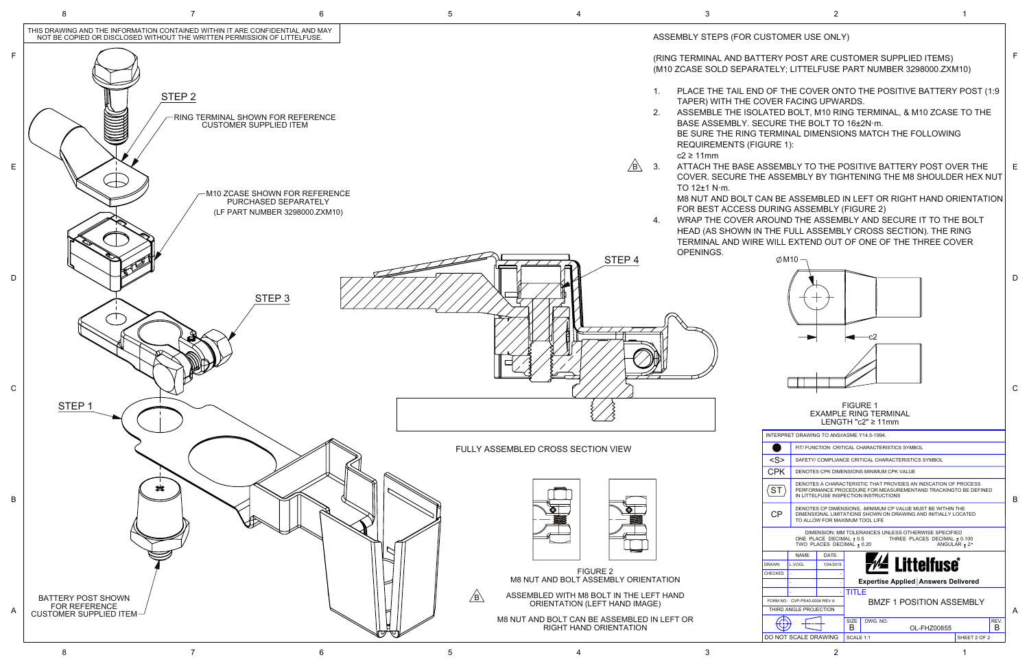THIS DRAWING AND THE INFORMATION CONTAINED WITHIN IT ARE CONFIDENTIAL AND MAY NOT BE COPIED OR DISCLOSED WITHOUT THE WRITTEN PERMISSION OF LITTELFUSE.

STEP 2

RING TERMINAL SHOWN FOR REFERENCE
CUSTOMER SUPPLIED ITEM

M10 ZCASE SHOWN FOR REFERENCE
PURCHASED SEPARATELY
(LF PART NUMBER 3298000.ZXM10)

STEP 3

STEP 1

BATTERY POST SHOWN FOR REFERENCE
CUSTOMER SUPPLIED ITEM

STEP 4

FULLY ASSEMBLED CROSS SECTION VIEW

FIGURE 2
M8 NUT AND BOLT ASSEMBLY ORIENTATION

B ASSEMBLED WITH M8 BOLT IN THE LEFT HAND ORIENTATION (LEFT HAND IMAGE)

M8 NUT AND BOLT CAN BE ASSEMBLED IN LEFT OR RIGHT HAND ORIENTATION

## ASSEMBLY STEPS (FOR CUSTOMER USE ONLY)

(RING TERMINAL AND BATTERY POST ARE CUSTOMER SUPPLIED ITEMS)
(M10 ZCASE SOLD SEPARATELY; LITTELFUSE PART NUMBER 3298000.ZXM10)

1. PLACE THE TAIL END OF THE COVER ONTO THE POSITIVE BATTERY POST (1:9 TAPER) WITH THE COVER FACING UPWARDS.
2. ASSEMBLE THE ISOLATED BOLT, M10 RING TERMINAL, & M10 ZCASE TO THE BASE ASSEMBLY. SECURE THE BOLT TO 16±2N·m.
   BE SURE THE RING TERMINAL DIMENSIONS MATCH THE FOLLOWING REQUIREMENTS (FIGURE 1):
   c2 ≥ 11mm
3. (B) ATTACH THE BASE ASSEMBLY TO THE POSITIVE BATTERY POST OVER THE COVER. SECURE THE ASSEMBLY BY TIGHTENING THE M8 SHOULDER HEX NUT TO 12±1 N·m.
   M8 NUT AND BOLT CAN BE ASSEMBLED IN LEFT OR RIGHT HAND ORIENTATION FOR BEST ACCESS DURING ASSEMBLY (FIGURE 2)
4. WRAP THE COVER AROUND THE ASSEMBLY AND SECURE IT TO THE BOLT HEAD (AS SHOWN IN THE FULL ASSEMBLY CROSS SECTION). THE RING TERMINAL AND WIRE WILL EXTEND OUT OF ONE OF THE THREE COVER OPENINGS.

∅M10

c2

FIGURE 1
EXAMPLE RING TERMINAL
LENGTH "c2" ≥ 11mm

INTERPRET DRAWING TO ANSI/ASME Y14.5-1994.

| | |
|---|---|
| ● | FIT/ FUNCTION CRITICAL CHARACTERISTICS SYMBOL |
| <S> | SAFETY/ COMPLIANCE CRITICAL CHARACTERISTICS SYMBOL |
| CPK | DENOTES CPK DIMENSIONS MINIMUM CPK VALUE |
| ST | DENOTES A CHARACTERISTIC THAT PROVIDES AN INDICATION OF PROCESS PERFORMANCE.PROCEDURE FOR MEASUREMENTAND TRACKINGTO BE DEFINED IN LITTELFUSE INSPECTION INSTRUCTIONS |
| CP | DENOTES CP DIMENSIONS, -MINIMUM CP VALUE MUST BE WITHIN THE DIMENSIONAL LIMITATIONS SHOWN ON DRAWING AND INITIALLY LOCATED TO ALLOW FOR MAXIMUM TOOL LIFE |

DIMENSION; MM TOLERANCES UNLESS OTHERWISE SPECIFIED
ONE PLACE DECIMAL ± 0.5 THREE PLACES DECIMAL ± 0.100
TWO PLACES DECIMAL ± 0.20 ANGULAR ± 2°

| | NAME | DATE |
|---|---|---|
| DRAWN | L.VOGL | 1/24/2019 |
| CHECKED | - | - |
| | - | - |
| | - | - |

FORM NO: CVP-PE40-0004 REV A
THIRD ANGLE PROJECTION

Littelfuse®
Expertise Applied | Answers Delivered

TITLE
BMZF 1 POSITION ASSEMBLY

SIZE B | DWG. NO. OL-FHZ00855 | REV. B

DO NOT SCALE DRAWING | SCALE 1:1 | SHEET 2 OF 2